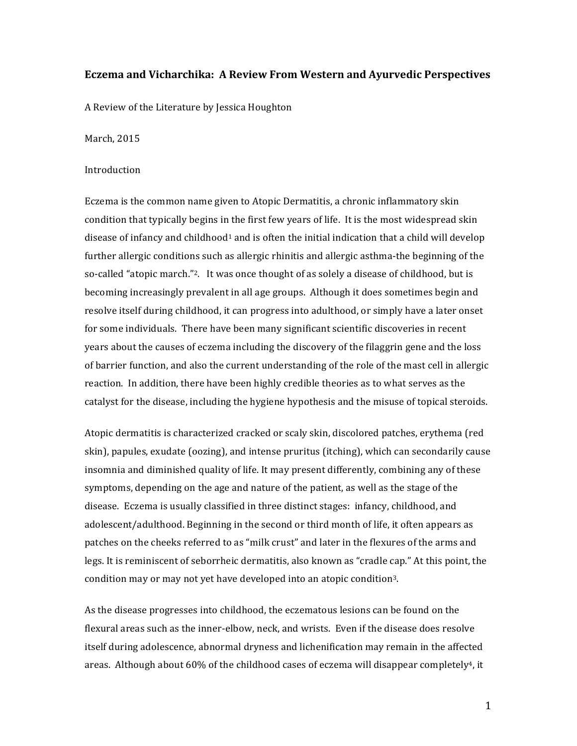# Eczema and Vicharchika: A Review From Western and Ayurvedic Perspectives

A Review of the Literature by Jessica Houghton

March, 2015

## Introduction

Eczema is the common name given to Atopic Dermatitis, a chronic inflammatory skin condition that typically begins in the first few years of life. It is the most widespread skin disease of infancy and childhood[1] and is often the initial indication that a child will develop further allergic conditions such as allergic rhinitis and allergic asthma-the beginning of the so-called "atopic march."[2]. It was once thought of as solely a disease of childhood, but is becoming increasingly prevalent in all age groups. Although it does sometimes begin and resolve itself during childhood, it can progress into adulthood, or simply have a later onset for some individuals. There have been many significant scientific discoveries in recent years about the causes of eczema including the discovery of the filaggrin gene and the loss of barrier function, and also the current understanding of the role of the mast cell in allergic reaction. In addition, there have been highly credible theories as to what serves as the catalyst for the disease, including the hygiene hypothesis and the misuse of topical steroids.

Atopic dermatitis is characterized cracked or scaly skin, discolored patches, erythema (red skin), papules, exudate (oozing), and intense pruritus (itching), which can secondarily cause insomnia and diminished quality of life. It may present differently, combining any of these symptoms, depending on the age and nature of the patient, as well as the stage of the disease. Eczema is usually classified in three distinct stages: infancy, childhood, and adolescent/adulthood. Beginning in the second or third month of life, it often appears as patches on the cheeks referred to as "milk crust" and later in the flexures of the arms and legs. It is reminiscent of seborrheic dermatitis, also known as "cradle cap." At this point, the condition may or may not yet have developed into an atopic condition[3].

As the disease progresses into childhood, the eczematous lesions can be found on the flexural areas such as the inner-elbow, neck, and wrists. Even if the disease does resolve itself during adolescence, abnormal dryness and lichenification may remain in the affected areas. Although about 60% of the childhood cases of eczema will disappear completely[4], it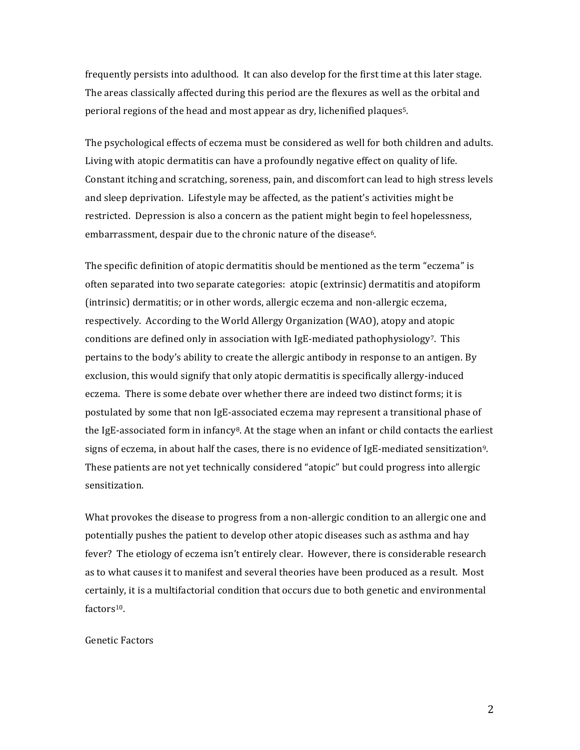frequently persists into adulthood. It can also develop for the first time at this later stage. The areas classically affected during this period are the flexures as well as the orbital and perioral regions of the head and most appear as dry, lichenified plaques[5].

The psychological effects of eczema must be considered as well for both children and adults. Living with atopic dermatitis can have a profoundly negative effect on quality of life. Constant itching and scratching, soreness, pain, and discomfort can lead to high stress levels and sleep deprivation. Lifestyle may be affected, as the patient's activities might be restricted. Depression is also a concern as the patient might begin to feel hopelessness, embarrassment, despair due to the chronic nature of the disease[6].

The specific definition of atopic dermatitis should be mentioned as the term "eczema" is often separated into two separate categories: atopic (extrinsic) dermatitis and atopiform (intrinsic) dermatitis; or in other words, allergic eczema and non-allergic eczema, respectively. According to the World Allergy Organization (WAO), atopy and atopic conditions are defined only in association with IgE-mediated pathophysiology[7]. This pertains to the body's ability to create the allergic antibody in response to an antigen. By exclusion, this would signify that only atopic dermatitis is specifically allergy-induced eczema. There is some debate over whether there are indeed two distinct forms; it is postulated by some that non IgE-associated eczema may represent a transitional phase of the IgE-associated form in infancy[8]. At the stage when an infant or child contacts the earliest signs of eczema, in about half the cases, there is no evidence of IgE-mediated sensitization[9]. These patients are not yet technically considered "atopic" but could progress into allergic sensitization.

What provokes the disease to progress from a non-allergic condition to an allergic one and potentially pushes the patient to develop other atopic diseases such as asthma and hay fever? The etiology of eczema isn't entirely clear. However, there is considerable research as to what causes it to manifest and several theories have been produced as a result. Most certainly, it is a multifactorial condition that occurs due to both genetic and environmental factors[10].

## Genetic Factors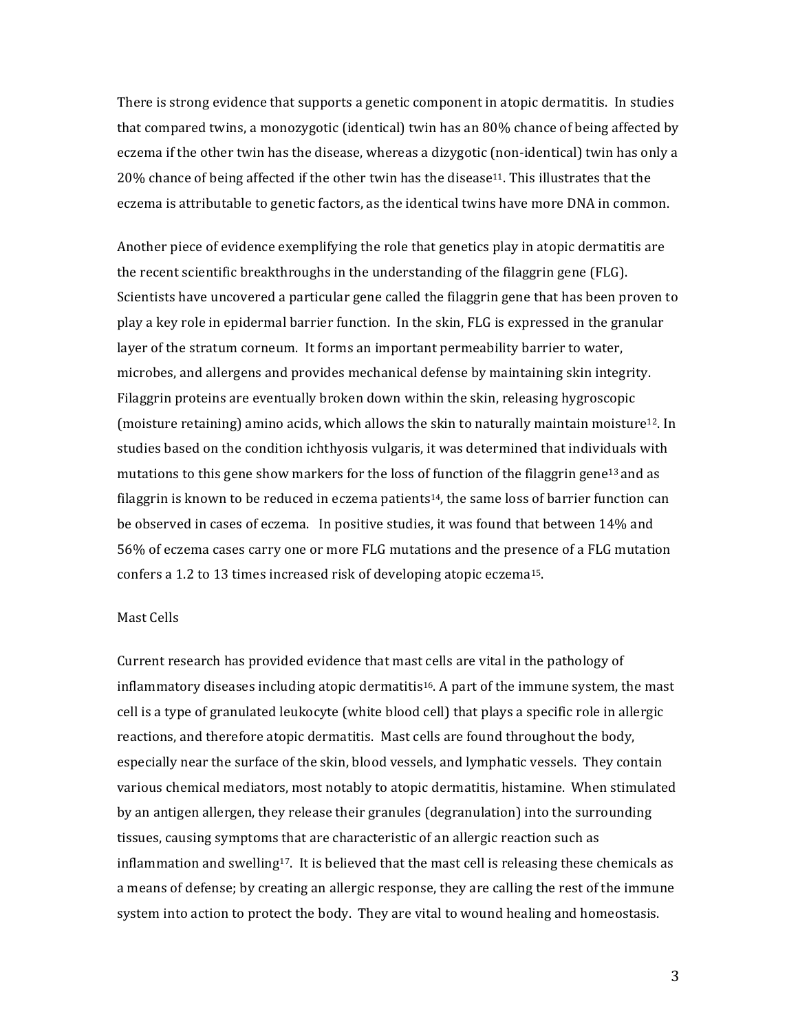There is strong evidence that supports a genetic component in atopic dermatitis. In studies that compared twins, a monozygotic (identical) twin has an 80% chance of being affected by eczema if the other twin has the disease, whereas a dizygotic (non-identical) twin has only a 20% chance of being affected if the other twin has the disease[11]. This illustrates that the eczema is attributable to genetic factors, as the identical twins have more DNA in common.

Another piece of evidence exemplifying the role that genetics play in atopic dermatitis are the recent scientific breakthroughs in the understanding of the filaggrin gene (FLG). Scientists have uncovered a particular gene called the filaggrin gene that has been proven to play a key role in epidermal barrier function. In the skin, FLG is expressed in the granular layer of the stratum corneum. It forms an important permeability barrier to water, microbes, and allergens and provides mechanical defense by maintaining skin integrity. Filaggrin proteins are eventually broken down within the skin, releasing hygroscopic (moisture retaining) amino acids, which allows the skin to naturally maintain moisture[12]. In studies based on the condition ichthyosis vulgaris, it was determined that individuals with mutations to this gene show markers for the loss of function of the filaggrin gene[13] and as filaggrin is known to be reduced in eczema patients[14], the same loss of barrier function can be observed in cases of eczema. In positive studies, it was found that between 14% and 56% of eczema cases carry one or more FLG mutations and the presence of a FLG mutation confers a 1.2 to 13 times increased risk of developing atopic eczema[15].

### Mast Cells

Current research has provided evidence that mast cells are vital in the pathology of inflammatory diseases including atopic dermatitis[16]. A part of the immune system, the mast cell is a type of granulated leukocyte (white blood cell) that plays a specific role in allergic reactions, and therefore atopic dermatitis. Mast cells are found throughout the body, especially near the surface of the skin, blood vessels, and lymphatic vessels. They contain various chemical mediators, most notably to atopic dermatitis, histamine. When stimulated by an antigen allergen, they release their granules (degranulation) into the surrounding tissues, causing symptoms that are characteristic of an allergic reaction such as inflammation and swelling[17]. It is believed that the mast cell is releasing these chemicals as a means of defense; by creating an allergic response, they are calling the rest of the immune system into action to protect the body. They are vital to wound healing and homeostasis.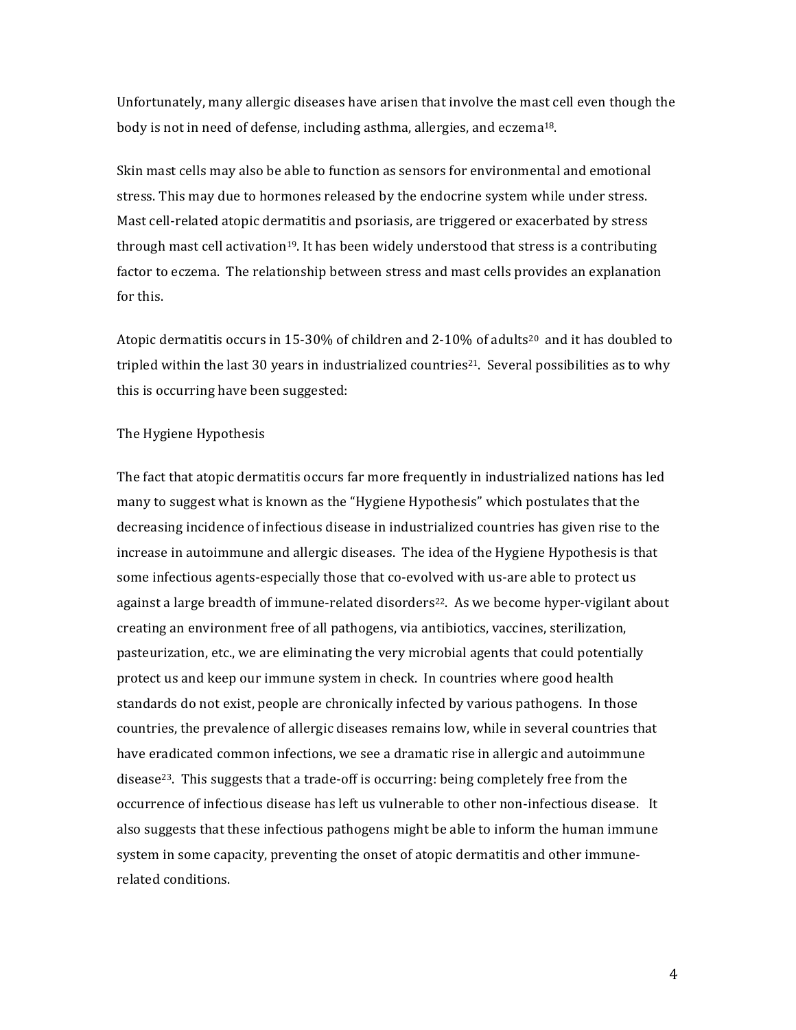Unfortunately, many allergic diseases have arisen that involve the mast cell even though the body is not in need of defense, including asthma, allergies, and eczema[18].

Skin mast cells may also be able to function as sensors for environmental and emotional stress. This may due to hormones released by the endocrine system while under stress. Mast cell-related atopic dermatitis and psoriasis, are triggered or exacerbated by stress through mast cell activation[19]. It has been widely understood that stress is a contributing factor to eczema. The relationship between stress and mast cells provides an explanation for this.

Atopic dermatitis occurs in 15-30% of children and 2-10% of adults[20] and it has doubled to tripled within the last 30 years in industrialized countries[21]. Several possibilities as to why this is occurring have been suggested:

The Hygiene Hypothesis

The fact that atopic dermatitis occurs far more frequently in industrialized nations has led many to suggest what is known as the "Hygiene Hypothesis" which postulates that the decreasing incidence of infectious disease in industrialized countries has given rise to the increase in autoimmune and allergic diseases. The idea of the Hygiene Hypothesis is that some infectious agents-especially those that co-evolved with us-are able to protect us against a large breadth of immune-related disorders[22]. As we become hyper-vigilant about creating an environment free of all pathogens, via antibiotics, vaccines, sterilization, pasteurization, etc., we are eliminating the very microbial agents that could potentially protect us and keep our immune system in check. In countries where good health standards do not exist, people are chronically infected by various pathogens. In those countries, the prevalence of allergic diseases remains low, while in several countries that have eradicated common infections, we see a dramatic rise in allergic and autoimmune disease[23]. This suggests that a trade-off is occurring: being completely free from the occurrence of infectious disease has left us vulnerable to other non-infectious disease. It also suggests that these infectious pathogens might be able to inform the human immune system in some capacity, preventing the onset of atopic dermatitis and other immune-related conditions.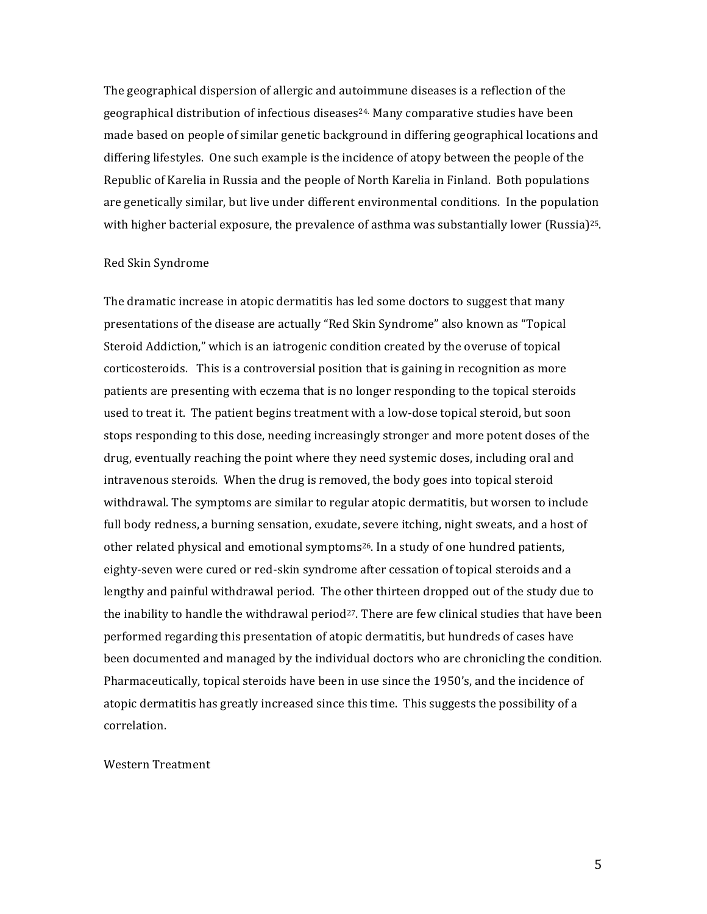The geographical dispersion of allergic and autoimmune diseases is a reflection of the geographical distribution of infectious diseases[24.] Many comparative studies have been made based on people of similar genetic background in differing geographical locations and differing lifestyles. One such example is the incidence of atopy between the people of the Republic of Karelia in Russia and the people of North Karelia in Finland. Both populations are genetically similar, but live under different environmental conditions. In the population with higher bacterial exposure, the prevalence of asthma was substantially lower (Russia)[25].

## Red Skin Syndrome

The dramatic increase in atopic dermatitis has led some doctors to suggest that many presentations of the disease are actually "Red Skin Syndrome" also known as "Topical Steroid Addiction," which is an iatrogenic condition created by the overuse of topical corticosteroids. This is a controversial position that is gaining in recognition as more patients are presenting with eczema that is no longer responding to the topical steroids used to treat it. The patient begins treatment with a low-dose topical steroid, but soon stops responding to this dose, needing increasingly stronger and more potent doses of the drug, eventually reaching the point where they need systemic doses, including oral and intravenous steroids. When the drug is removed, the body goes into topical steroid withdrawal. The symptoms are similar to regular atopic dermatitis, but worsen to include full body redness, a burning sensation, exudate, severe itching, night sweats, and a host of other related physical and emotional symptoms[26]. In a study of one hundred patients, eighty-seven were cured or red-skin syndrome after cessation of topical steroids and a lengthy and painful withdrawal period. The other thirteen dropped out of the study due to the inability to handle the withdrawal period[27]. There are few clinical studies that have been performed regarding this presentation of atopic dermatitis, but hundreds of cases have been documented and managed by the individual doctors who are chronicling the condition. Pharmaceutically, topical steroids have been in use since the 1950's, and the incidence of atopic dermatitis has greatly increased since this time. This suggests the possibility of a correlation.

## Western Treatment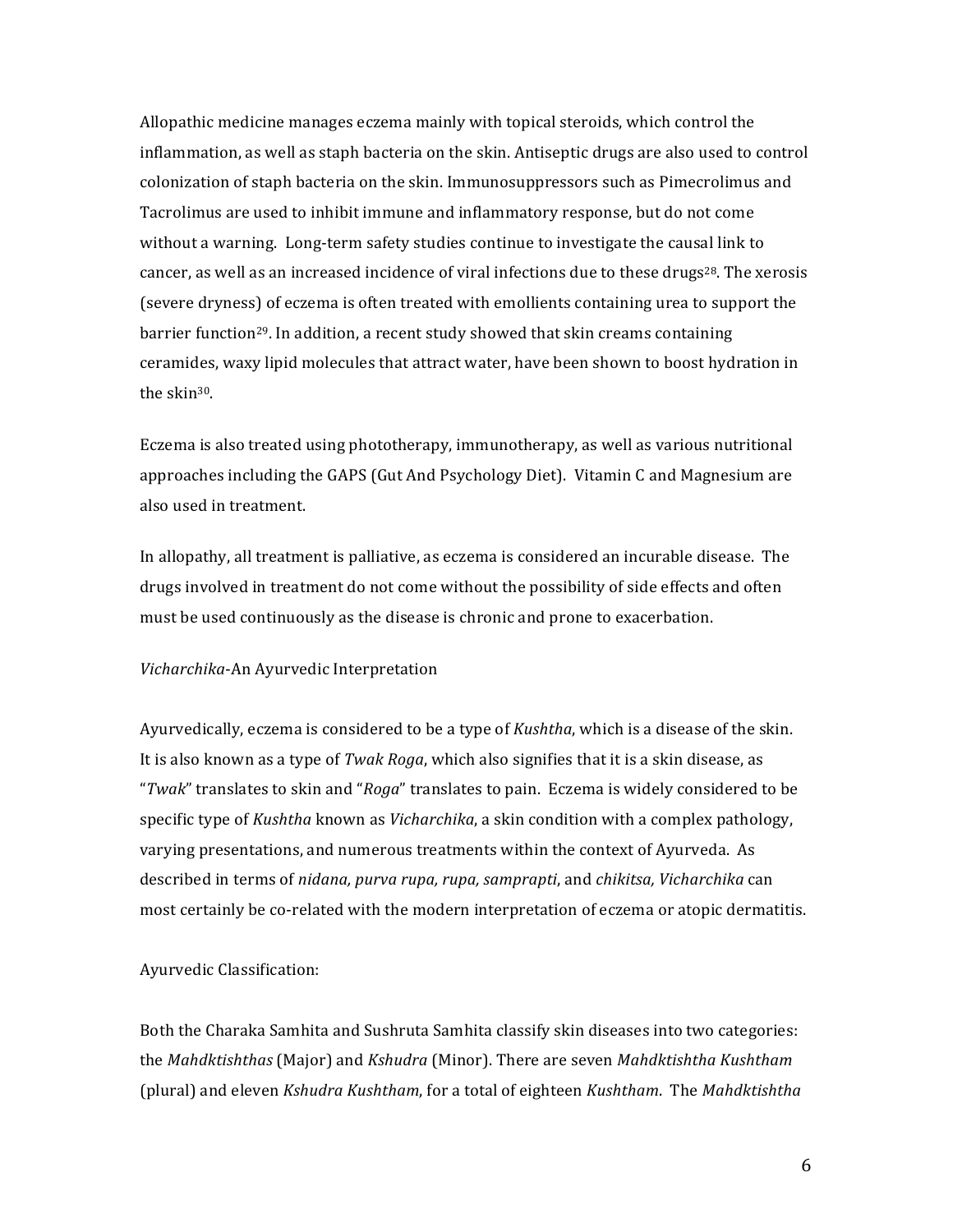Allopathic medicine manages eczema mainly with topical steroids, which control the inflammation, as well as staph bacteria on the skin. Antiseptic drugs are also used to control colonization of staph bacteria on the skin. Immunosuppressors such as Pimecrolimus and Tacrolimus are used to inhibit immune and inflammatory response, but do not come without a warning. Long-term safety studies continue to investigate the causal link to cancer, as well as an increased incidence of viral infections due to these drugs[28]. The xerosis (severe dryness) of eczema is often treated with emollients containing urea to support the barrier function[29]. In addition, a recent study showed that skin creams containing ceramides, waxy lipid molecules that attract water, have been shown to boost hydration in the skin[30].

Eczema is also treated using phototherapy, immunotherapy, as well as various nutritional approaches including the GAPS (Gut And Psychology Diet). Vitamin C and Magnesium are also used in treatment.

In allopathy, all treatment is palliative, as eczema is considered an incurable disease. The drugs involved in treatment do not come without the possibility of side effects and often must be used continuously as the disease is chronic and prone to exacerbation.

*Vicharchika*-An Ayurvedic Interpretation

Ayurvedically, eczema is considered to be a type of *Kushtha*, which is a disease of the skin. It is also known as a type of *Twak Roga*, which also signifies that it is a skin disease, as "*Twak*" translates to skin and "*Roga*" translates to pain. Eczema is widely considered to be specific type of *Kushtha* known as *Vicharchika*, a skin condition with a complex pathology, varying presentations, and numerous treatments within the context of Ayurveda. As described in terms of *nidana, purva rupa, rupa, samprapti*, and *chikitsa, Vicharchika* can most certainly be co-related with the modern interpretation of eczema or atopic dermatitis.

Ayurvedic Classification:

Both the Charaka Samhita and Sushruta Samhita classify skin diseases into two categories: the *Mahdktishthas* (Major) and *Kshudra* (Minor). There are seven *Mahdktishtha Kushtham* (plural) and eleven *Kshudra Kushtham*, for a total of eighteen *Kushtham*. The *Mahdktishtha*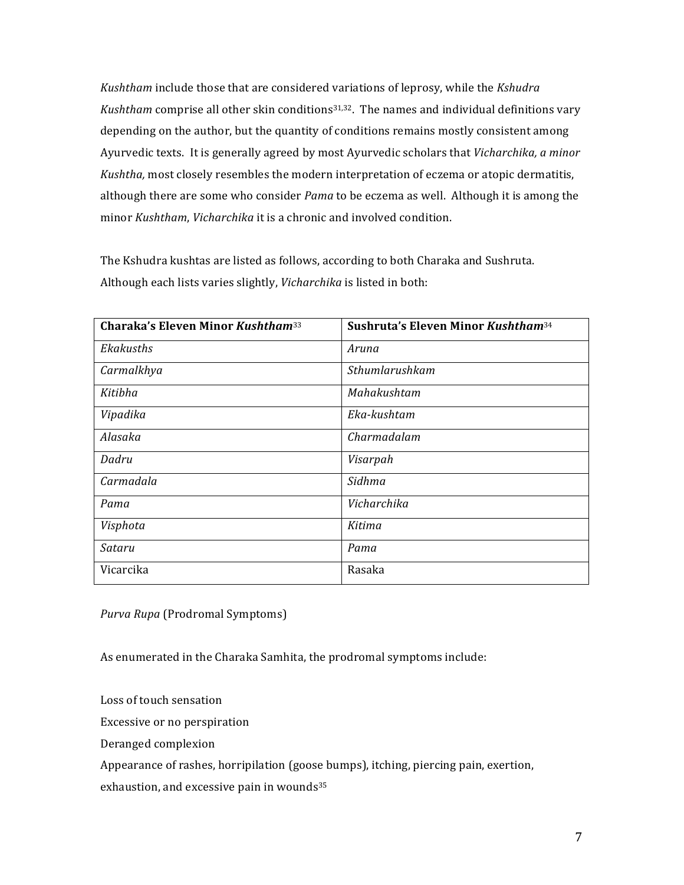*Kushtham* include those that are considered variations of leprosy, while the *Kshudra Kushtham* comprise all other skin conditions[31,32]. The names and individual definitions vary depending on the author, but the quantity of conditions remains mostly consistent among Ayurvedic texts. It is generally agreed by most Ayurvedic scholars that *Vicharchika, a minor Kushtha,* most closely resembles the modern interpretation of eczema or atopic dermatitis, although there are some who consider *Pama* to be eczema as well. Although it is among the minor *Kushtham*, *Vicharchika* it is a chronic and involved condition.

The Kshudra kushtas are listed as follows, according to both Charaka and Sushruta. Although each lists varies slightly, *Vicharchika* is listed in both:

| **Charaka's Eleven Minor *Kushtham***[33] | **Sushruta's Eleven Minor *Kushtham***[34] |
|---|---|
| *Ekakusths* | *Aruna* |
| *Carmalkhya* | *Sthumlarushkam* |
| *Kitibha* | *Mahakushtam* |
| *Vipadika* | *Eka-kushtam* |
| *Alasaka* | *Charmadalam* |
| *Dadru* | *Visarpah* |
| *Carmadala* | *Sidhma* |
| *Pama* | *Vicharchika* |
| *Visphota* | *Kitima* |
| *Sataru* | *Pama* |
| Vicarcika | Rasaka |

*Purva Rupa* (Prodromal Symptoms)

As enumerated in the Charaka Samhita, the prodromal symptoms include:

Loss of touch sensation  
Excessive or no perspiration  
Deranged complexion  
Appearance of rashes, horripilation (goose bumps), itching, piercing pain, exertion, exhaustion, and excessive pain in wounds[35]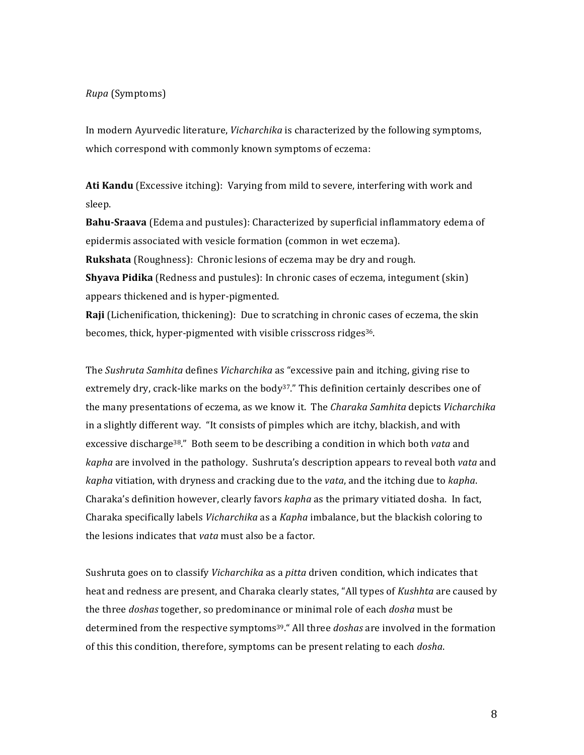*Rupa* (Symptoms)

In modern Ayurvedic literature, *Vicharchika* is characterized by the following symptoms, which correspond with commonly known symptoms of eczema:

**Ati Kandu** (Excessive itching): Varying from mild to severe, interfering with work and sleep.
**Bahu-Sraava** (Edema and pustules): Characterized by superficial inflammatory edema of epidermis associated with vesicle formation (common in wet eczema).
**Rukshata** (Roughness): Chronic lesions of eczema may be dry and rough.
**Shyava Pidika** (Redness and pustules): In chronic cases of eczema, integument (skin) appears thickened and is hyper-pigmented.
**Raji** (Lichenification, thickening): Due to scratching in chronic cases of eczema, the skin becomes, thick, hyper-pigmented with visible crisscross ridges[36].

The *Sushruta Samhita* defines *Vicharchika* as "excessive pain and itching, giving rise to extremely dry, crack-like marks on the body[37]." This definition certainly describes one of the many presentations of eczema, as we know it. The *Charaka Samhita* depicts *Vicharchika* in a slightly different way. "It consists of pimples which are itchy, blackish, and with excessive discharge[38]." Both seem to be describing a condition in which both *vata* and *kapha* are involved in the pathology. Sushruta's description appears to reveal both *vata* and *kapha* vitiation, with dryness and cracking due to the *vata*, and the itching due to *kapha*. Charaka's definition however, clearly favors *kapha* as the primary vitiated dosha. In fact, Charaka specifically labels *Vicharchika* as a *Kapha* imbalance, but the blackish coloring to the lesions indicates that *vata* must also be a factor.

Sushruta goes on to classify *Vicharchika* as a *pitta* driven condition, which indicates that heat and redness are present, and Charaka clearly states, "All types of *Kushhta* are caused by the three *doshas* together, so predominance or minimal role of each *dosha* must be determined from the respective symptoms[39]." All three *doshas* are involved in the formation of this this condition, therefore, symptoms can be present relating to each *dosha*.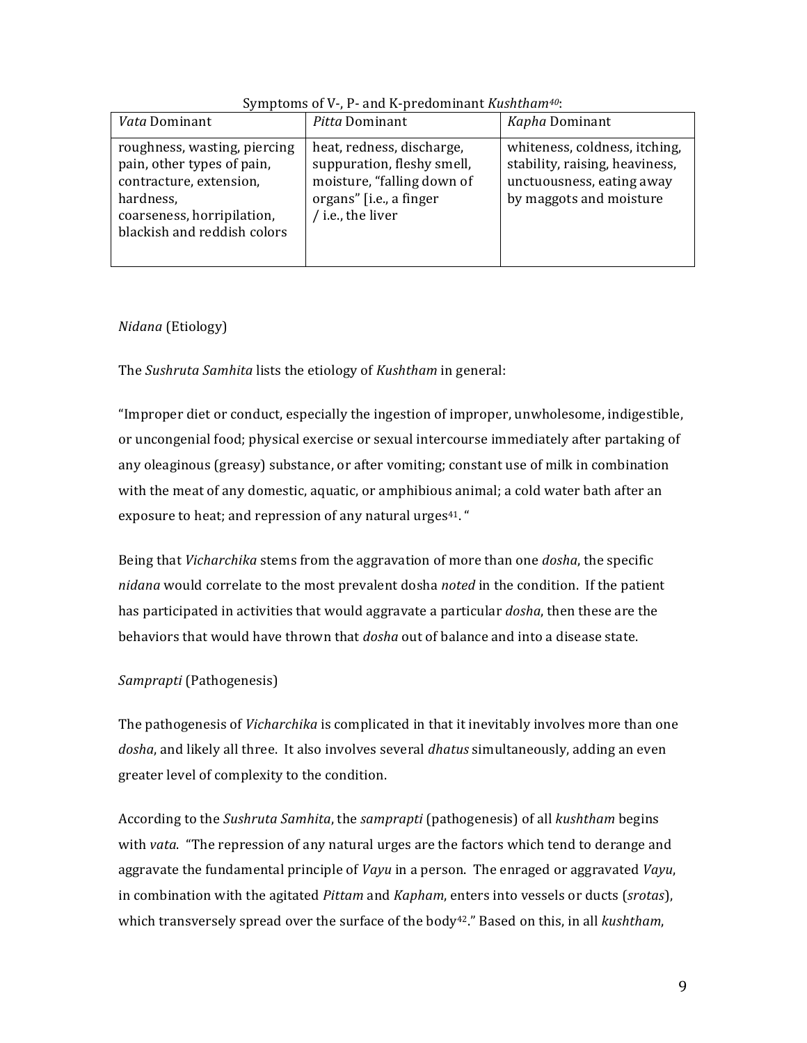Symptoms of V-, P- and K-predominant *Kushtham*[40]:

| *Vata* Dominant | *Pitta* Dominant | *Kapha* Dominant |
|---|---|---|
| roughness, wasting, piercing pain, other types of pain, contracture, extension, hardness, coarseness, horripilation, blackish and reddish colors | heat, redness, discharge, suppuration, fleshy smell, moisture, "falling down of organs" [i.e., a finger / i.e., the liver | whiteness, coldness, itching, stability, raising, heaviness, unctuousness, eating away by maggots and moisture |

*Nidana* (Etiology)

The *Sushruta Samhita* lists the etiology of *Kushtham* in general:

"Improper diet or conduct, especially the ingestion of improper, unwholesome, indigestible, or uncongenial food; physical exercise or sexual intercourse immediately after partaking of any oleaginous (greasy) substance, or after vomiting; constant use of milk in combination with the meat of any domestic, aquatic, or amphibious animal; a cold water bath after an exposure to heat; and repression of any natural urges[41]. "

Being that *Vicharchika* stems from the aggravation of more than one *dosha*, the specific *nidana* would correlate to the most prevalent dosha *noted* in the condition. If the patient has participated in activities that would aggravate a particular *dosha*, then these are the behaviors that would have thrown that *dosha* out of balance and into a disease state.

*Samprapti* (Pathogenesis)

The pathogenesis of *Vicharchika* is complicated in that it inevitably involves more than one *dosha*, and likely all three. It also involves several *dhatus* simultaneously, adding an even greater level of complexity to the condition.

According to the *Sushruta Samhita*, the *samprapti* (pathogenesis) of all *kushtham* begins with *vata*. "The repression of any natural urges are the factors which tend to derange and aggravate the fundamental principle of *Vayu* in a person. The enraged or aggravated *Vayu*, in combination with the agitated *Pittam* and *Kapham*, enters into vessels or ducts (*srotas*), which transversely spread over the surface of the body[42]." Based on this, in all *kushtham*,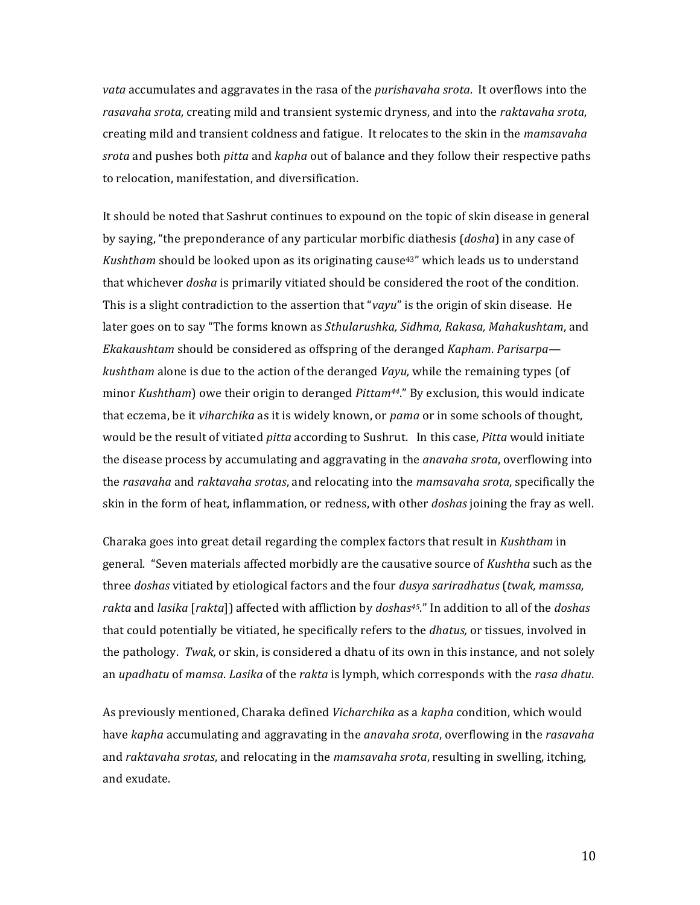*vata* accumulates and aggravates in the rasa of the *purishavaha srota*. It overflows into the *rasavaha srota,* creating mild and transient systemic dryness, and into the *raktavaha srota*, creating mild and transient coldness and fatigue. It relocates to the skin in the *mamsavaha srota* and pushes both *pitta* and *kapha* out of balance and they follow their respective paths to relocation, manifestation, and diversification.

It should be noted that Sashrut continues to expound on the topic of skin disease in general by saying, "the preponderance of any particular morbific diathesis (*dosha*) in any case of *Kushtham* should be looked upon as its originating cause[43]" which leads us to understand that whichever *dosha* is primarily vitiated should be considered the root of the condition. This is a slight contradiction to the assertion that "*vayu*" is the origin of skin disease. He later goes on to say "The forms known as *Sthularushka, Sidhma, Rakasa, Mahakushtam*, and *Ekakaushtam* should be considered as offspring of the deranged *Kapham*. *Parisarpa—kushtham* alone is due to the action of the deranged *Vayu,* while the remaining types (of minor *Kushtham*) owe their origin to deranged *Pittam*[44]." By exclusion, this would indicate that eczema, be it *viharchika* as it is widely known, or *pama* or in some schools of thought, would be the result of vitiated *pitta* according to Sushrut. In this case, *Pitta* would initiate the disease process by accumulating and aggravating in the *anavaha srota*, overflowing into the *rasavaha* and *raktavaha srotas*, and relocating into the *mamsavaha srota*, specifically the skin in the form of heat, inflammation, or redness, with other *doshas* joining the fray as well.

Charaka goes into great detail regarding the complex factors that result in *Kushtham* in general. "Seven materials affected morbidly are the causative source of *Kushtha* such as the three *doshas* vitiated by etiological factors and the four *dusya sariradhatus* (*twak, mamssa, rakta* and *lasika* [*rakta*]) affected with affliction by *doshas*[45]." In addition to all of the *doshas* that could potentially be vitiated, he specifically refers to the *dhatus,* or tissues, involved in the pathology. *Twak,* or skin, is considered a dhatu of its own in this instance, and not solely an *upadhatu* of *mamsa*. *Lasika* of the *rakta* is lymph, which corresponds with the *rasa dhatu*.

As previously mentioned, Charaka defined *Vicharchika* as a *kapha* condition, which would have *kapha* accumulating and aggravating in the *anavaha srota*, overflowing in the *rasavaha* and *raktavaha srotas*, and relocating in the *mamsavaha srota*, resulting in swelling, itching, and exudate.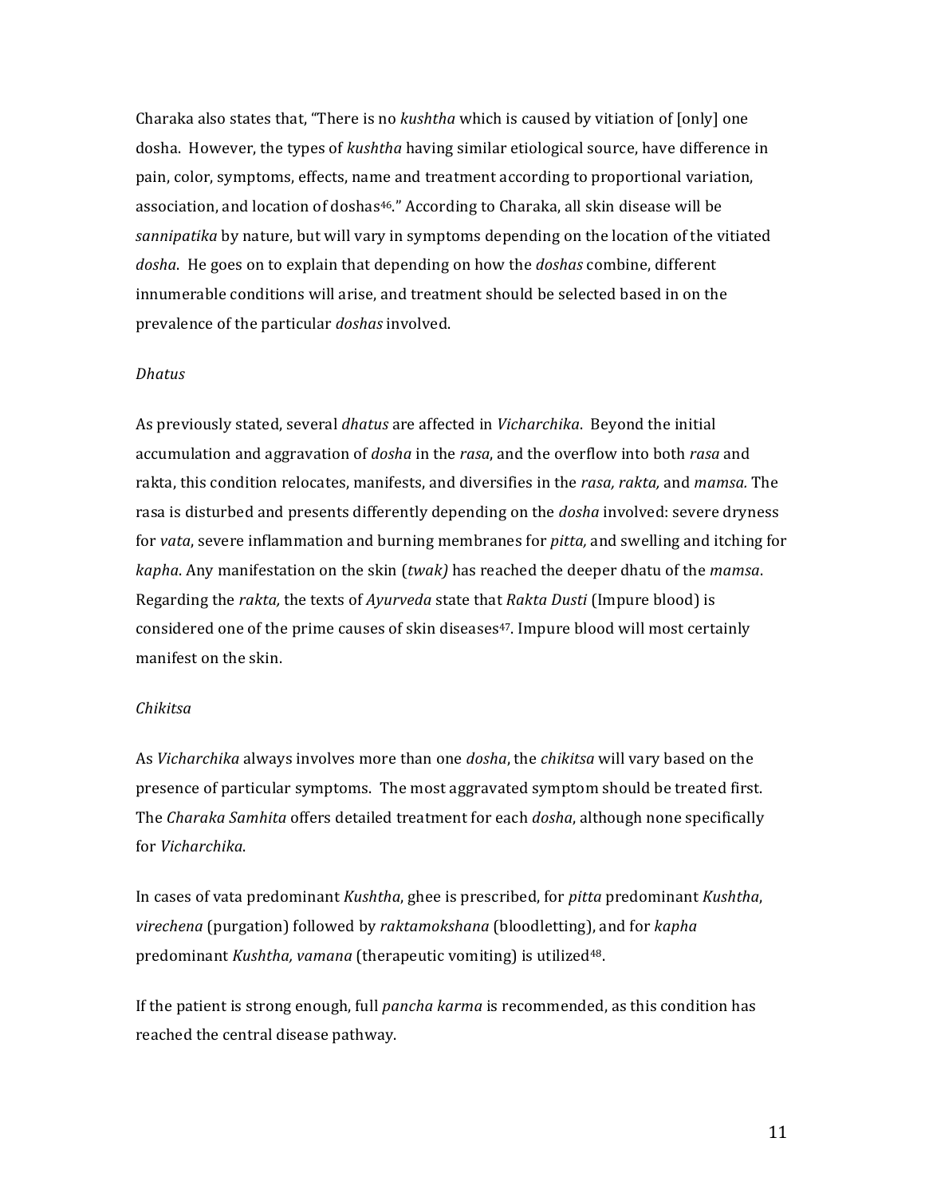Charaka also states that, "There is no *kushtha* which is caused by vitiation of [only] one dosha. However, the types of *kushtha* having similar etiological source, have difference in pain, color, symptoms, effects, name and treatment according to proportional variation, association, and location of doshas[46]." According to Charaka, all skin disease will be *sannipatika* by nature, but will vary in symptoms depending on the location of the vitiated *dosha*. He goes on to explain that depending on how the *doshas* combine, different innumerable conditions will arise, and treatment should be selected based in on the prevalence of the particular *doshas* involved.

*Dhatus*

As previously stated, several *dhatus* are affected in *Vicharchika*. Beyond the initial accumulation and aggravation of *dosha* in the *rasa*, and the overflow into both *rasa* and rakta, this condition relocates, manifests, and diversifies in the *rasa, rakta,* and *mamsa.* The rasa is disturbed and presents differently depending on the *dosha* involved: severe dryness for *vata*, severe inflammation and burning membranes for *pitta,* and swelling and itching for *kapha*. Any manifestation on the skin (*twak)* has reached the deeper dhatu of the *mamsa*. Regarding the *rakta,* the texts of *Ayurveda* state that *Rakta Dusti* (Impure blood) is considered one of the prime causes of skin diseases[47]. Impure blood will most certainly manifest on the skin.

*Chikitsa*

As *Vicharchika* always involves more than one *dosha*, the *chikitsa* will vary based on the presence of particular symptoms. The most aggravated symptom should be treated first. The *Charaka Samhita* offers detailed treatment for each *dosha*, although none specifically for *Vicharchika*.

In cases of vata predominant *Kushtha*, ghee is prescribed, for *pitta* predominant *Kushtha*, *virechena* (purgation) followed by *raktamokshana* (bloodletting), and for *kapha* predominant *Kushtha, vamana* (therapeutic vomiting) is utilized[48].

If the patient is strong enough, full *pancha karma* is recommended, as this condition has reached the central disease pathway.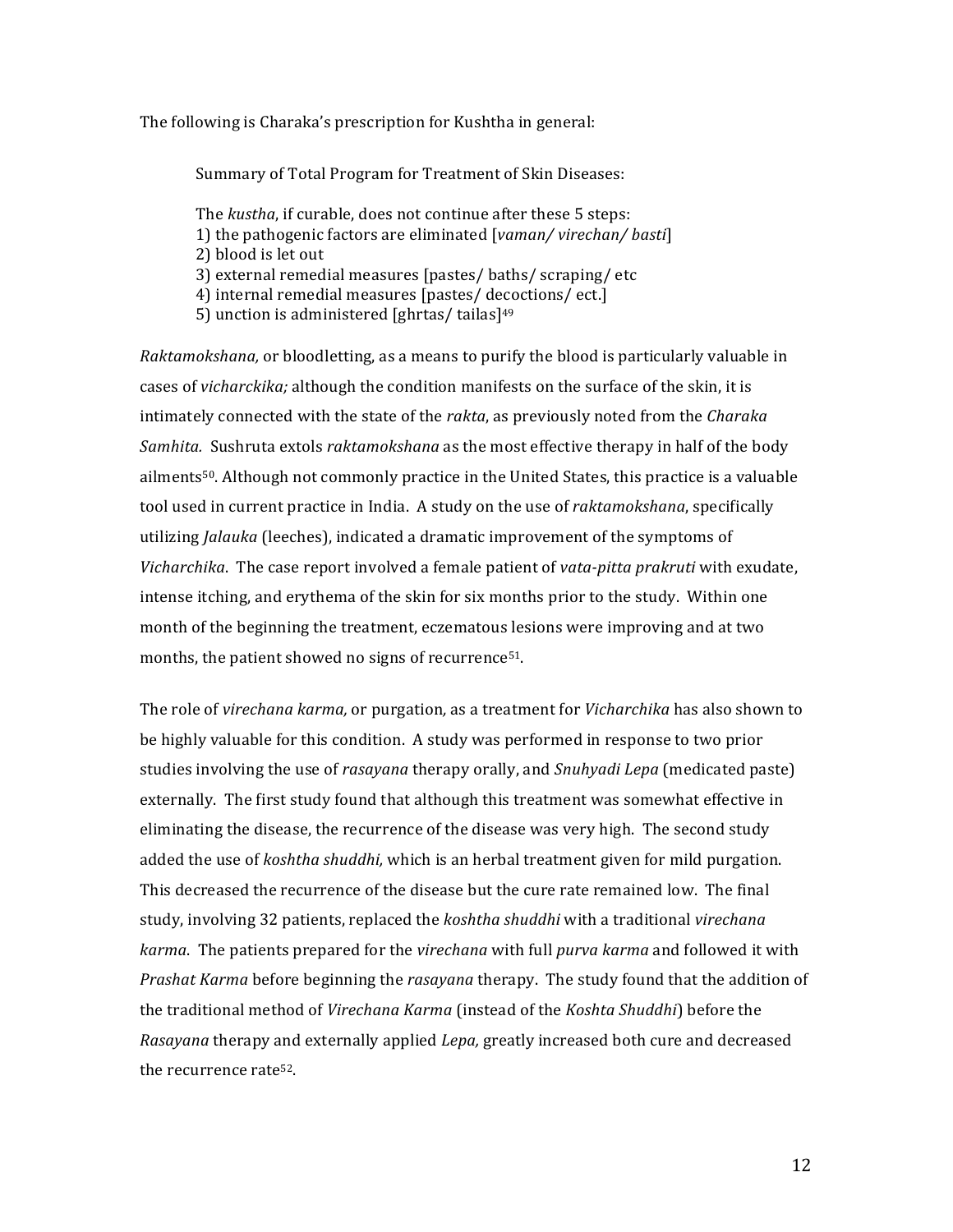The following is Charaka's prescription for Kushtha in general:

> Summary of Total Program for Treatment of Skin Diseases:
>
> The *kustha*, if curable, does not continue after these 5 steps:
> 1) the pathogenic factors are eliminated [*vaman/ virechan/ basti*]
> 2) blood is let out
> 3) external remedial measures [pastes/ baths/ scraping/ etc
> 4) internal remedial measures [pastes/ decoctions/ ect.]
> 5) unction is administered [ghrtas/ tailas][49]

*Raktamokshana,* or bloodletting, as a means to purify the blood is particularly valuable in cases of *vicharckika;* although the condition manifests on the surface of the skin, it is intimately connected with the state of the *rakta*, as previously noted from the *Charaka Samhita.* Sushruta extols *raktamokshana* as the most effective therapy in half of the body ailments[50]. Although not commonly practice in the United States, this practice is a valuable tool used in current practice in India. A study on the use of *raktamokshana*, specifically utilizing *Jalauka* (leeches), indicated a dramatic improvement of the symptoms of *Vicharchika*. The case report involved a female patient of *vata-pitta prakruti* with exudate, intense itching, and erythema of the skin for six months prior to the study. Within one month of the beginning the treatment, eczematous lesions were improving and at two months, the patient showed no signs of recurrence[51].

The role of *virechana karma,* or purgation*,* as a treatment for *Vicharchika* has also shown to be highly valuable for this condition. A study was performed in response to two prior studies involving the use of *rasayana* therapy orally, and *Snuhyadi Lepa* (medicated paste) externally. The first study found that although this treatment was somewhat effective in eliminating the disease, the recurrence of the disease was very high. The second study added the use of *koshtha shuddhi,* which is an herbal treatment given for mild purgation. This decreased the recurrence of the disease but the cure rate remained low. The final study, involving 32 patients, replaced the *koshtha shuddhi* with a traditional *virechana karma*. The patients prepared for the *virechana* with full *purva karma* and followed it with *Prashat Karma* before beginning the *rasayana* therapy. The study found that the addition of the traditional method of *Virechana Karma* (instead of the *Koshta Shuddhi*) before the *Rasayana* therapy and externally applied *Lepa,* greatly increased both cure and decreased the recurrence rate[52].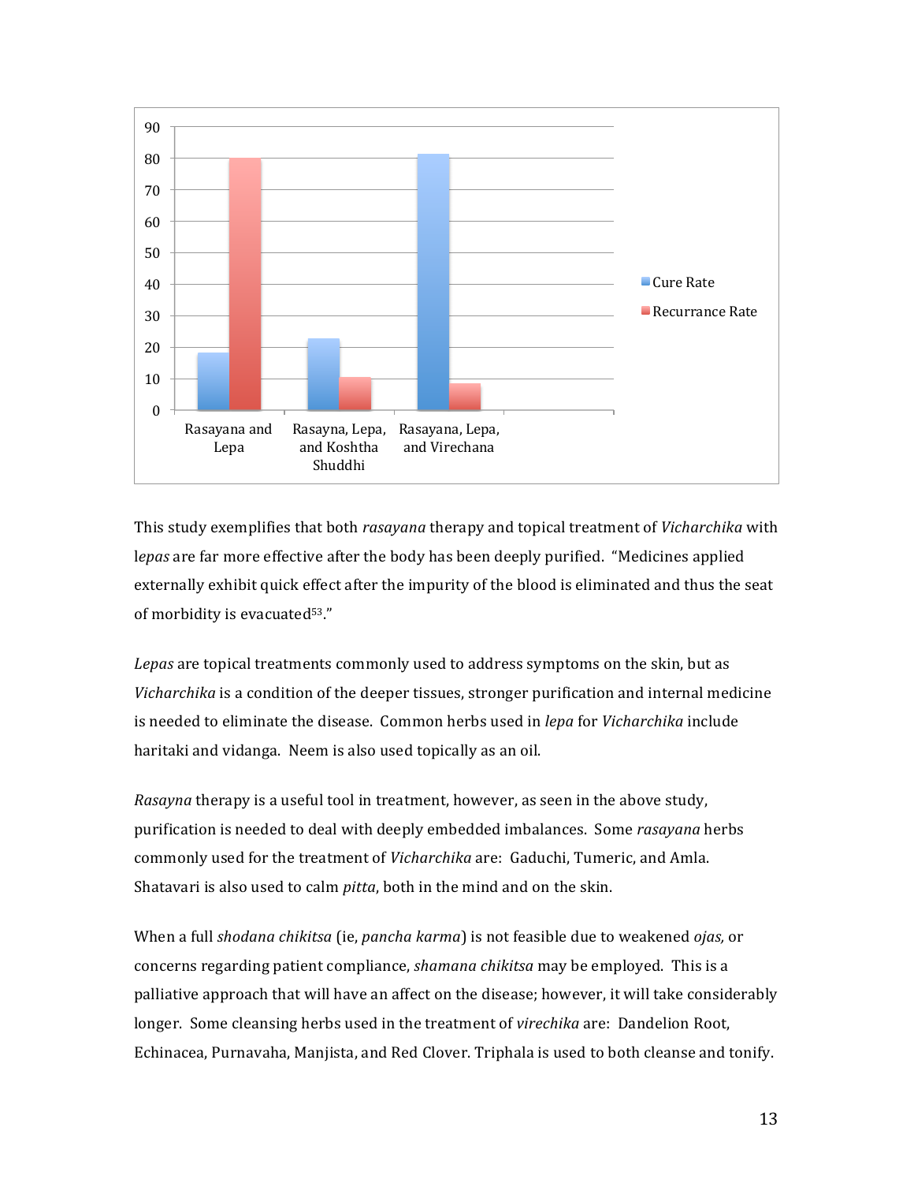This study exemplifies that both *rasayana* therapy and topical treatment of *Vicharchika* with l*epas* are far more effective after the body has been deeply purified. "Medicines applied externally exhibit quick effect after the impurity of the blood is eliminated and thus the seat of morbidity is evacuated[53]."

*Lepas* are topical treatments commonly used to address symptoms on the skin, but as *Vicharchika* is a condition of the deeper tissues, stronger purification and internal medicine is needed to eliminate the disease. Common herbs used in *lepa* for *Vicharchika* include haritaki and vidanga. Neem is also used topically as an oil.

*Rasayna* therapy is a useful tool in treatment, however, as seen in the above study, purification is needed to deal with deeply embedded imbalances. Some *rasayana* herbs commonly used for the treatment of *Vicharchika* are: Gaduchi, Tumeric, and Amla. Shatavari is also used to calm *pitta*, both in the mind and on the skin.

When a full *shodana chikitsa* (ie, *pancha karma*) is not feasible due to weakened *ojas,* or concerns regarding patient compliance, *shamana chikitsa* may be employed. This is a palliative approach that will have an affect on the disease; however, it will take considerably longer. Some cleansing herbs used in the treatment of *virechika* are: Dandelion Root, Echinacea, Purnavaha, Manjista, and Red Clover. Triphala is used to both cleanse and tonify.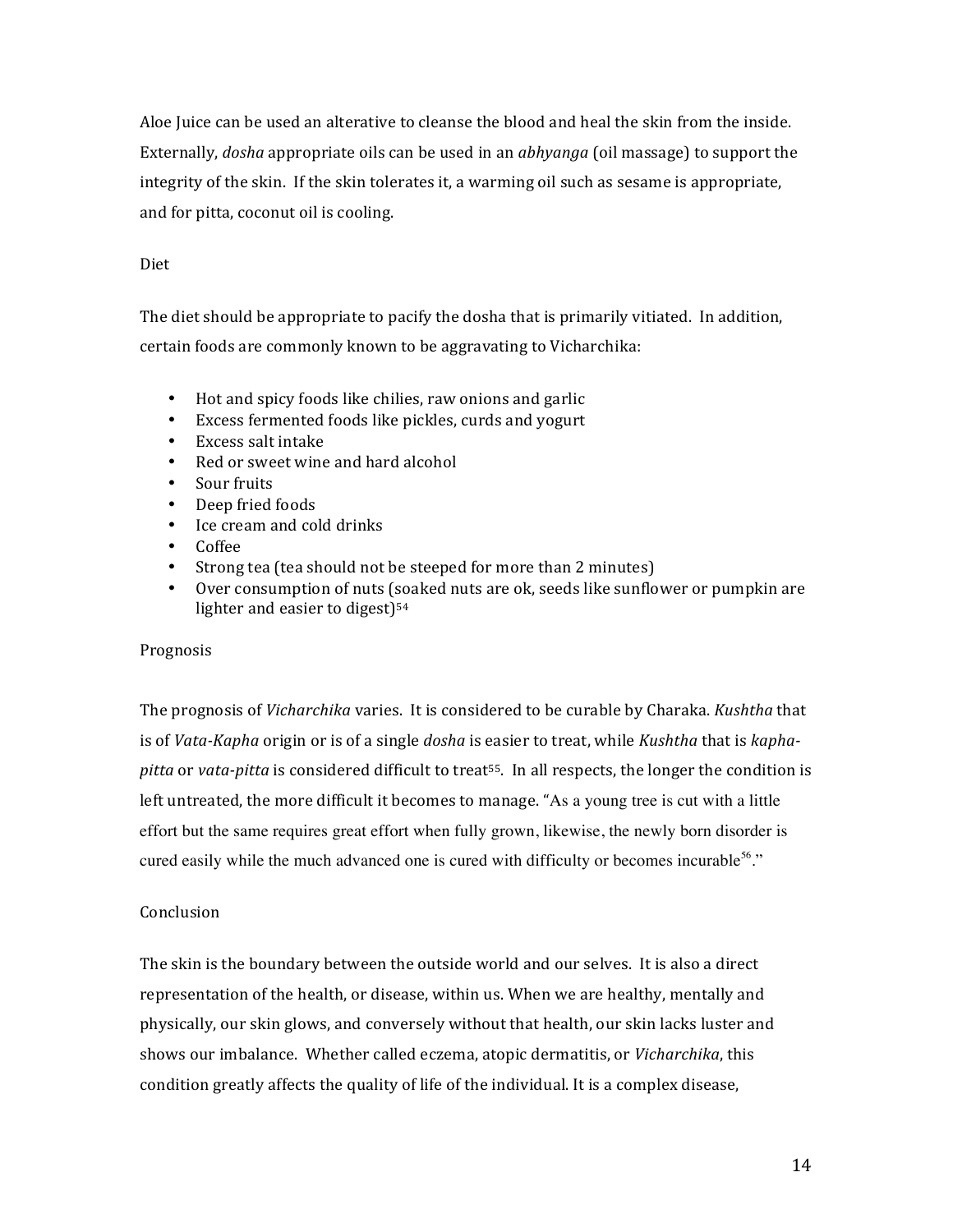Aloe Juice can be used an alterative to cleanse the blood and heal the skin from the inside. Externally, *dosha* appropriate oils can be used in an *abhyanga* (oil massage) to support the integrity of the skin. If the skin tolerates it, a warming oil such as sesame is appropriate, and for pitta, coconut oil is cooling.

## Diet

The diet should be appropriate to pacify the dosha that is primarily vitiated. In addition, certain foods are commonly known to be aggravating to Vicharchika:

- Hot and spicy foods like chilies, raw onions and garlic
- Excess fermented foods like pickles, curds and yogurt
- Excess salt intake
- Red or sweet wine and hard alcohol
- Sour fruits
- Deep fried foods
- Ice cream and cold drinks
- Coffee
- Strong tea (tea should not be steeped for more than 2 minutes)
- Over consumption of nuts (soaked nuts are ok, seeds like sunflower or pumpkin are lighter and easier to digest)[54]

## Prognosis

The prognosis of *Vicharchika* varies. It is considered to be curable by Charaka. *Kushtha* that is of *Vata-Kapha* origin or is of a single *dosha* is easier to treat, while *Kushtha* that is *kapha-pitta* or *vata-pitta* is considered difficult to treat[55]. In all respects, the longer the condition is left untreated, the more difficult it becomes to manage. "As a young tree is cut with a little effort but the same requires great effort when fully grown, likewise, the newly born disorder is cured easily while the much advanced one is cured with difficulty or becomes incurable[56]."

## Conclusion

The skin is the boundary between the outside world and our selves. It is also a direct representation of the health, or disease, within us. When we are healthy, mentally and physically, our skin glows, and conversely without that health, our skin lacks luster and shows our imbalance. Whether called eczema, atopic dermatitis, or *Vicharchika*, this condition greatly affects the quality of life of the individual. It is a complex disease,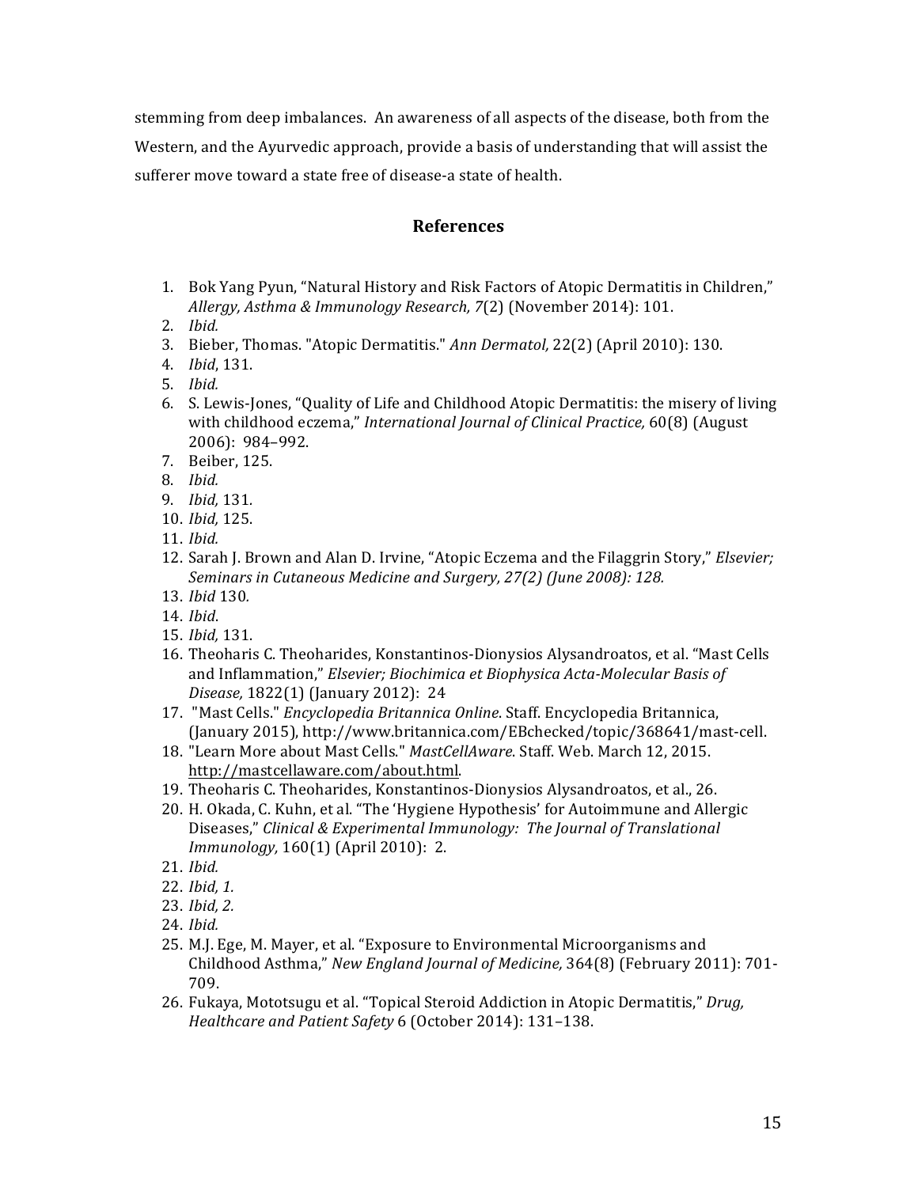stemming from deep imbalances. An awareness of all aspects of the disease, both from the Western, and the Ayurvedic approach, provide a basis of understanding that will assist the sufferer move toward a state free of disease-a state of health.

## References

1. Bok Yang Pyun, "Natural History and Risk Factors of Atopic Dermatitis in Children," *Allergy, Asthma & Immunology Research, 7*(2) (November 2014): 101.
2. *Ibid.*
3. Bieber, Thomas. "Atopic Dermatitis." *Ann Dermatol,* 22(2) (April 2010): 130.
4. *Ibid*, 131.
5. *Ibid.*
6. S. Lewis-Jones, "Quality of Life and Childhood Atopic Dermatitis: the misery of living with childhood eczema," *International Journal of Clinical Practice,* 60(8) (August 2006): 984–992.
7. Beiber, 125.
8. *Ibid.*
9. *Ibid,* 131.
10. *Ibid,* 125.
11. *Ibid.*
12. Sarah J. Brown and Alan D. Irvine, "Atopic Eczema and the Filaggrin Story," *Elsevier; Seminars in Cutaneous Medicine and Surgery, 27(2) (June 2008): 128.*
13. *Ibid* 130*.*
14. *Ibid*.
15. *Ibid,* 131.
16. Theoharis C. Theoharides, Konstantinos-Dionysios Alysandroatos, et al. "Mast Cells and Inflammation," *Elsevier; Biochimica et Biophysica Acta-Molecular Basis of Disease,* 1822(1) (January 2012): 24
17. "Mast Cells." *Encyclopedia Britannica Online*. Staff. Encyclopedia Britannica, (January 2015), http://www.britannica.com/EBchecked/topic/368641/mast-cell.
18. "Learn More about Mast Cells." *MastCellAware*. Staff. Web. March 12, 2015. http://mastcellaware.com/about.html.
19. Theoharis C. Theoharides, Konstantinos-Dionysios Alysandroatos, et al., 26.
20. H. Okada, C. Kuhn, et al. "The 'Hygiene Hypothesis' for Autoimmune and Allergic Diseases," *Clinical & Experimental Immunology: The Journal of Translational Immunology,* 160(1) (April 2010): 2.
21. *Ibid.*
22. *Ibid, 1.*
23. *Ibid, 2.*
24. *Ibid.*
25. M.J. Ege, M. Mayer, et al. "Exposure to Environmental Microorganisms and Childhood Asthma," *New England Journal of Medicine,* 364(8) (February 2011): 701-709.
26. Fukaya, Mototsugu et al. "Topical Steroid Addiction in Atopic Dermatitis," *Drug, Healthcare and Patient Safety* 6 (October 2014): 131–138.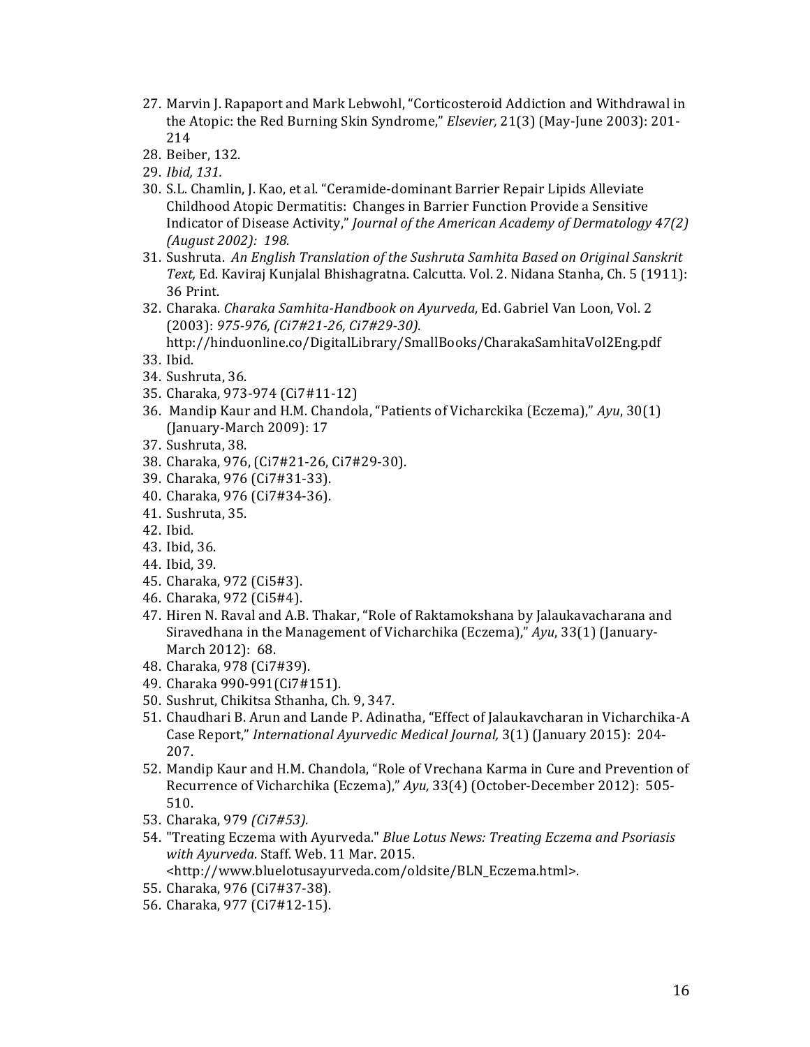27. Marvin J. Rapaport and Mark Lebwohl, "Corticosteroid Addiction and Withdrawal in the Atopic: the Red Burning Skin Syndrome," *Elsevier,* 21(3) (May-June 2003): 201-214
28. Beiber, 132.
29. *Ibid, 131.*
30. S.L. Chamlin, J. Kao, et al. "Ceramide-dominant Barrier Repair Lipids Alleviate Childhood Atopic Dermatitis: Changes in Barrier Function Provide a Sensitive Indicator of Disease Activity," *Journal of the American Academy of Dermatology 47(2) (August 2002): 198.*
31. Sushruta. *An English Translation of the Sushruta Samhita Based on Original Sanskrit Text,* Ed. Kaviraj Kunjalal Bhishagratna. Calcutta. Vol. 2. Nidana Stanha, Ch. 5 (1911): 36 Print.
32. Charaka. *Charaka Samhita-Handbook on Ayurveda,* Ed. Gabriel Van Loon, Vol. 2 (2003): *975-976, (Ci7#21-26, Ci7#29-30).* http://hinduonline.co/DigitalLibrary/SmallBooks/CharakaSamhitaVol2Eng.pdf
33. Ibid.
34. Sushruta, 36.
35. Charaka, 973-974 (Ci7#11-12)
36. Mandip Kaur and H.M. Chandola, "Patients of Vicharckika (Eczema)," *Ayu*, 30(1) (January-March 2009): 17
37. Sushruta, 38.
38. Charaka, 976, (Ci7#21-26, Ci7#29-30).
39. Charaka, 976 (Ci7#31-33).
40. Charaka, 976 (Ci7#34-36).
41. Sushruta, 35.
42. Ibid.
43. Ibid, 36.
44. Ibid, 39.
45. Charaka, 972 (Ci5#3).
46. Charaka, 972 (Ci5#4).
47. Hiren N. Raval and A.B. Thakar, "Role of Raktamokshana by Jalaukavacharana and Siravedhana in the Management of Vicharchika (Eczema)," *Ayu*, 33(1) (January-March 2012): 68.
48. Charaka, 978 (Ci7#39).
49. Charaka 990-991(Ci7#151).
50. Sushrut, Chikitsa Sthanha, Ch. 9, 347.
51. Chaudhari B. Arun and Lande P. Adinatha, "Effect of Jalaukavcharan in Vicharchika-A Case Report," *International Ayurvedic Medical Journal,* 3(1) (January 2015): 204-207.
52. Mandip Kaur and H.M. Chandola, "Role of Vrechana Karma in Cure and Prevention of Recurrence of Vicharchika (Eczema)," *Ayu,* 33(4) (October-December 2012): 505-510.
53. Charaka, 979 *(Ci7#53).*
54. "Treating Eczema with Ayurveda." *Blue Lotus News: Treating Eczema and Psoriasis with Ayurveda.* Staff. Web. 11 Mar. 2015. <http://www.bluelotusayurveda.com/oldsite/BLN_Eczema.html>.
55. Charaka, 976 (Ci7#37-38).
56. Charaka, 977 (Ci7#12-15).